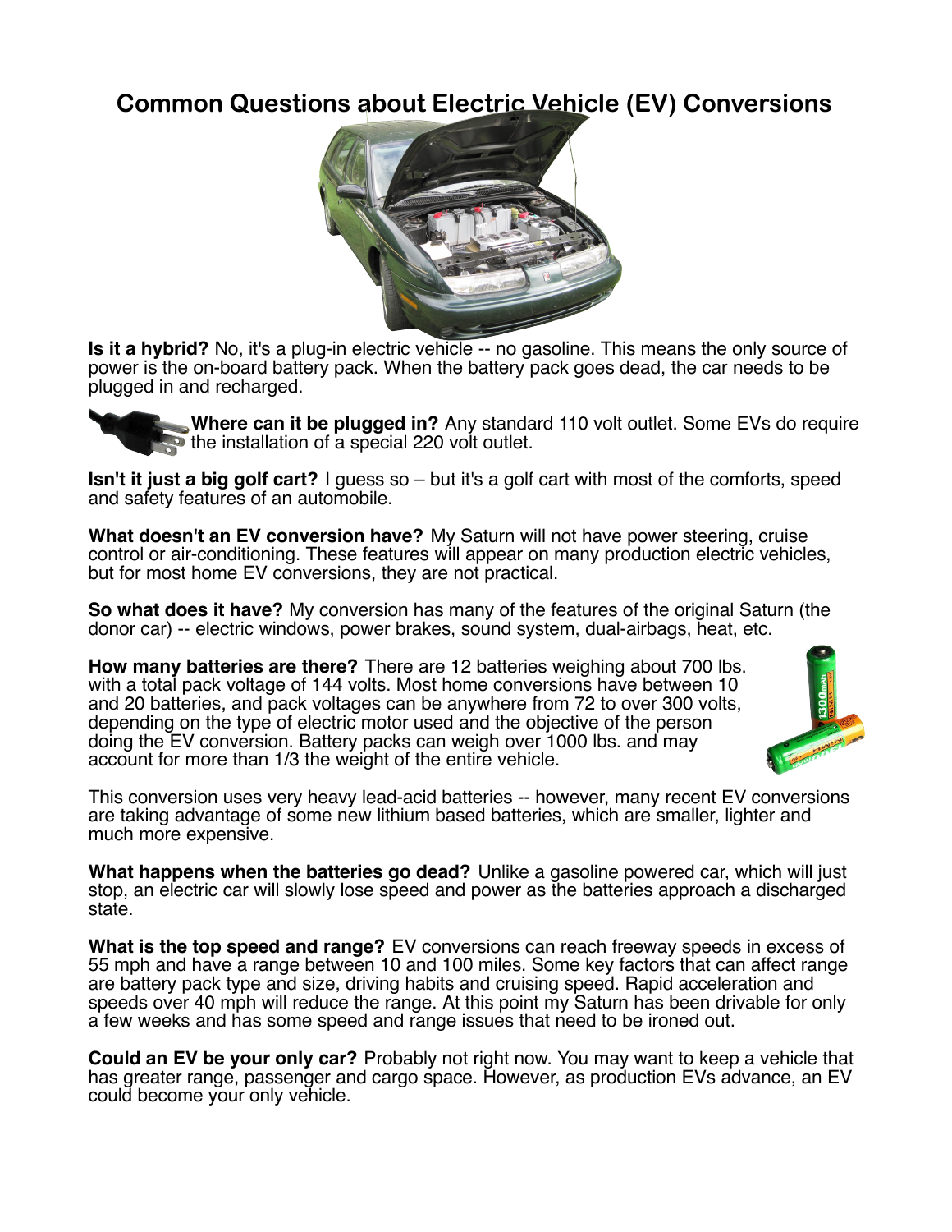# Common Questions about Electric Vehicle (EV) Conversions

**Is it a hybrid?** No, it's a plug-in electric vehicle -- no gasoline. This means the only source of power is the on-board battery pack. When the battery pack goes dead, the car needs to be plugged in and recharged.

**Where can it be plugged in?** Any standard 110 volt outlet. Some EVs do require the installation of a special 220 volt outlet.

**Isn't it just a big golf cart?** I guess so – but it's a golf cart with most of the comforts, speed and safety features of an automobile.

**What doesn't an EV conversion have?** My Saturn will not have power steering, cruise control or air-conditioning. These features will appear on many production electric vehicles, but for most home EV conversions, they are not practical.

**So what does it have?** My conversion has many of the features of the original Saturn (the donor car) -- electric windows, power brakes, sound system, dual-airbags, heat, etc.

**How many batteries are there?** There are 12 batteries weighing about 700 lbs. with a total pack voltage of 144 volts. Most home conversions have between 10 and 20 batteries, and pack voltages can be anywhere from 72 to over 300 volts, depending on the type of electric motor used and the objective of the person doing the EV conversion. Battery packs can weigh over 1000 lbs. and may account for more than 1/3 the weight of the entire vehicle.

This conversion uses very heavy lead-acid batteries -- however, many recent EV conversions are taking advantage of some new lithium based batteries, which are smaller, lighter and much more expensive.

**What happens when the batteries go dead?** Unlike a gasoline powered car, which will just stop, an electric car will slowly lose speed and power as the batteries approach a discharged state.

**What is the top speed and range?** EV conversions can reach freeway speeds in excess of 55 mph and have a range between 10 and 100 miles. Some key factors that can affect range are battery pack type and size, driving habits and cruising speed. Rapid acceleration and speeds over 40 mph will reduce the range. At this point my Saturn has been drivable for only a few weeks and has some speed and range issues that need to be ironed out.

**Could an EV be your only car?** Probably not right now. You may want to keep a vehicle that has greater range, passenger and cargo space. However, as production EVs advance, an EV could become your only vehicle.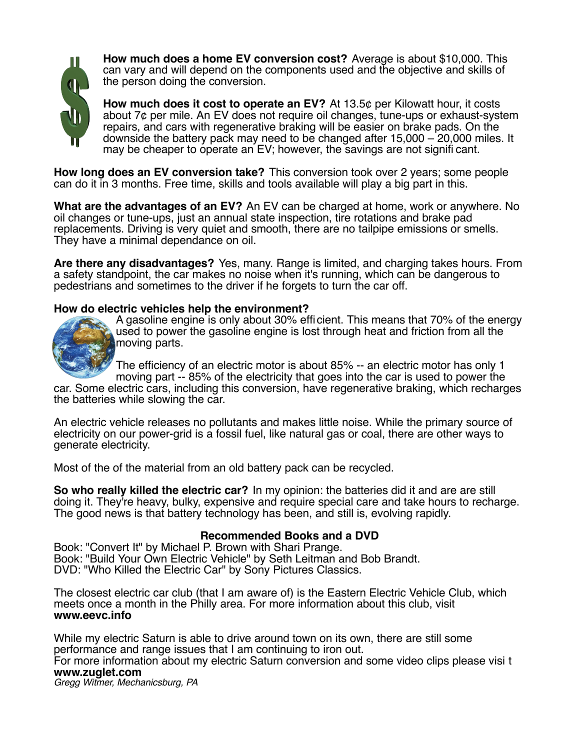**How much does a home EV conversion cost?** Average is about $10,000. This can vary and will depend on the components used and the objective and skills of the person doing the conversion.

**How much does it cost to operate an EV?** At 13.5¢ per Kilowatt hour, it costs about 7¢ per mile. An EV does not require oil changes, tune-ups or exhaust-system repairs, and cars with regenerative braking will be easier on brake pads. On the downside the battery pack may need to be changed after 15,000 – 20,000 miles. It may be cheaper to operate an EV; however, the savings are not signifi cant.

**How long does an EV conversion take?** This conversion took over 2 years; some people can do it in 3 months. Free time, skills and tools available will play a big part in this.

**What are the advantages of an EV?** An EV can be charged at home, work or anywhere. No oil changes or tune-ups, just an annual state inspection, tire rotations and brake pad replacements. Driving is very quiet and smooth, there are no tailpipe emissions or smells. They have a minimal dependance on oil.

**Are there any disadvantages?** Yes, many. Range is limited, and charging takes hours. From a safety standpoint, the car makes no noise when it's running, which can be dangerous to pedestrians and sometimes to the driver if he forgets to turn the car off.

**How do electric vehicles help the environment?**

A gasoline engine is only about 30% effi cient. This means that 70% of the energy used to power the gasoline engine is lost through heat and friction from all the moving parts.

The efficiency of an electric motor is about 85% -- an electric motor has only 1 moving part -- 85% of the electricity that goes into the car is used to power the car. Some electric cars, including this conversion, have regenerative braking, which recharges the batteries while slowing the car.

An electric vehicle releases no pollutants and makes little noise. While the primary source of electricity on our power-grid is a fossil fuel, like natural gas or coal, there are other ways to generate electricity.

Most of the of the material from an old battery pack can be recycled.

**So who really killed the electric car?** In my opinion: the batteries did it and are are still doing it. They're heavy, bulky, expensive and require special care and take hours to recharge. The good news is that battery technology has been, and still is, evolving rapidly.

**Recommended Books and a DVD**

Book: "Convert It" by Michael P. Brown with Shari Prange.
Book: "Build Your Own Electric Vehicle" by Seth Leitman and Bob Brandt.
DVD: "Who Killed the Electric Car" by Sony Pictures Classics.

The closest electric car club (that I am aware of) is the Eastern Electric Vehicle Club, which meets once a month in the Philly area. For more information about this club, visit **www.eevc.info**

While my electric Saturn is able to drive around town on its own, there are still some performance and range issues that I am continuing to iron out.
For more information about my electric Saturn conversion and some video clips please visi t **www.zuglet.com**

*Gregg Witmer, Mechanicsburg, PA*